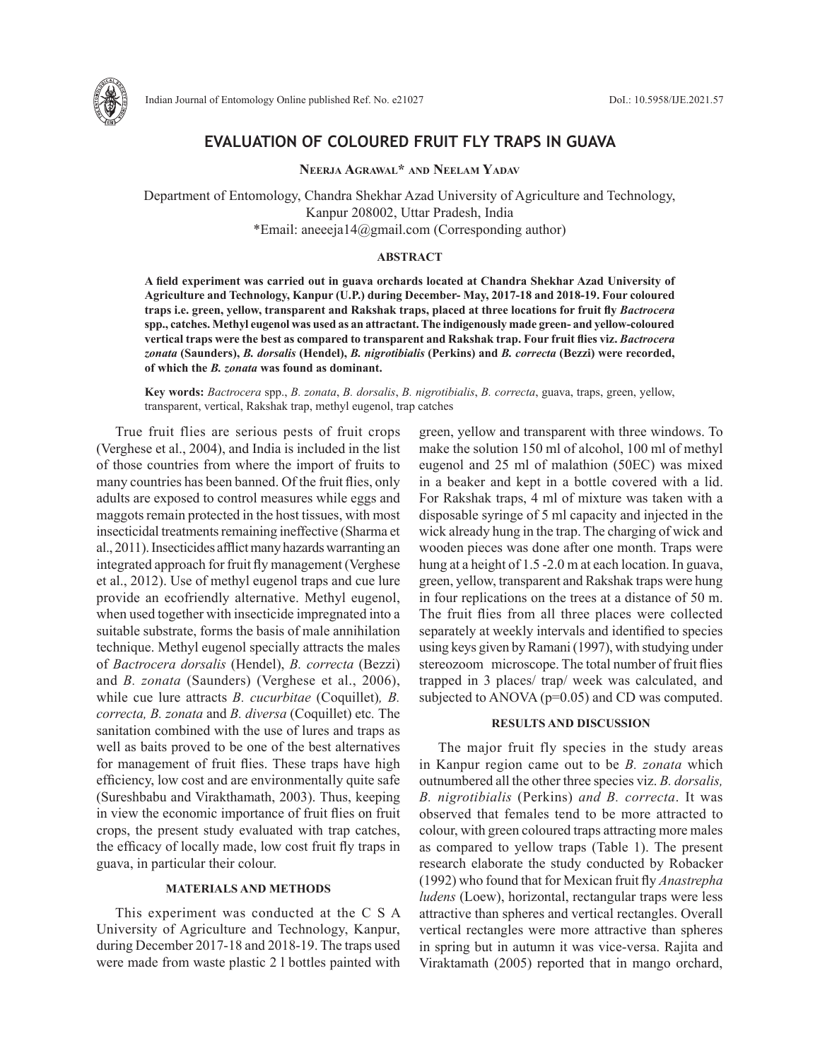# EVALUATION OF COLOURED FRUIT FLY TRAPS IN GUAVA

**Neerja Agrawal* and Neelam Yadav**

Department of Entomology, Chandra Shekhar Azad University of Agriculture and Technology, Kanpur 208002, Uttar Pradesh, India
*Email: aneeeja14@gmail.com (Corresponding author)

## ABSTRACT

**A field experiment was carried out in guava orchards located at Chandra Shekhar Azad University of Agriculture and Technology, Kanpur (U.P.) during December- May, 2017-18 and 2018-19. Four coloured traps i.e. green, yellow, transparent and Rakshak traps, placed at three locations for fruit fly *Bactrocera* spp., catches. Methyl eugenol was used as an attractant. The indigenously made green- and yellow-coloured vertical traps were the best as compared to transparent and Rakshak trap. Four fruit flies viz. *Bactrocera zonata* (Saunders), *B. dorsalis* (Hendel), *B. nigrotibialis* (Perkins) and *B. correcta* (Bezzi) were recorded, of which the *B. zonata* was found as dominant.**

**Key words:** *Bactrocera* spp., *B. zonata*, *B. dorsalis*, *B. nigrotibialis*, *B. correcta*, guava, traps, green, yellow, transparent, vertical, Rakshak trap, methyl eugenol, trap catches

True fruit flies are serious pests of fruit crops (Verghese et al., 2004), and India is included in the list of those countries from where the import of fruits to many countries has been banned. Of the fruit flies, only adults are exposed to control measures while eggs and maggots remain protected in the host tissues, with most insecticidal treatments remaining ineffective (Sharma et al., 2011). Insecticides afflict many hazards warranting an integrated approach for fruit fly management (Verghese et al., 2012). Use of methyl eugenol traps and cue lure provide an ecofriendly alternative. Methyl eugenol, when used together with insecticide impregnated into a suitable substrate, forms the basis of male annihilation technique. Methyl eugenol specially attracts the males of *Bactrocera dorsalis* (Hendel), *B. correcta* (Bezzi) and *B. zonata* (Saunders) (Verghese et al., 2006), while cue lure attracts *B. cucurbitae* (Coquillet), *B. correcta, B. zonata* and *B. diversa* (Coquillet) etc. The sanitation combined with the use of lures and traps as well as baits proved to be one of the best alternatives for management of fruit flies. These traps have high efficiency, low cost and are environmentally quite safe (Sureshbabu and Virakthamath, 2003). Thus, keeping in view the economic importance of fruit flies on fruit crops, the present study evaluated with trap catches, the efficacy of locally made, low cost fruit fly traps in guava, in particular their colour.

## MATERIALS AND METHODS

This experiment was conducted at the C S A University of Agriculture and Technology, Kanpur, during December 2017-18 and 2018-19. The traps used were made from waste plastic 2 l bottles painted with green, yellow and transparent with three windows. To make the solution 150 ml of alcohol, 100 ml of methyl eugenol and 25 ml of malathion (50EC) was mixed in a beaker and kept in a bottle covered with a lid. For Rakshak traps, 4 ml of mixture was taken with a disposable syringe of 5 ml capacity and injected in the wick already hung in the trap. The charging of wick and wooden pieces was done after one month. Traps were hung at a height of 1.5 -2.0 m at each location. In guava, green, yellow, transparent and Rakshak traps were hung in four replications on the trees at a distance of 50 m. The fruit flies from all three places were collected separately at weekly intervals and identified to species using keys given by Ramani (1997), with studying under stereozoom microscope. The total number of fruit flies trapped in 3 places/ trap/ week was calculated, and subjected to ANOVA (p=0.05) and CD was computed.

## RESULTS AND DISCUSSION

The major fruit fly species in the study areas in Kanpur region came out to be *B. zonata* which outnumbered all the other three species viz. *B. dorsalis, B. nigrotibialis* (Perkins) *and B. correcta*. It was observed that females tend to be more attracted to colour, with green coloured traps attracting more males as compared to yellow traps (Table 1). The present research elaborate the study conducted by Robacker (1992) who found that for Mexican fruit fly *Anastrepha ludens* (Loew), horizontal, rectangular traps were less attractive than spheres and vertical rectangles. Overall vertical rectangles were more attractive than spheres in spring but in autumn it was vice-versa. Rajita and Viraktamath (2005) reported that in mango orchard,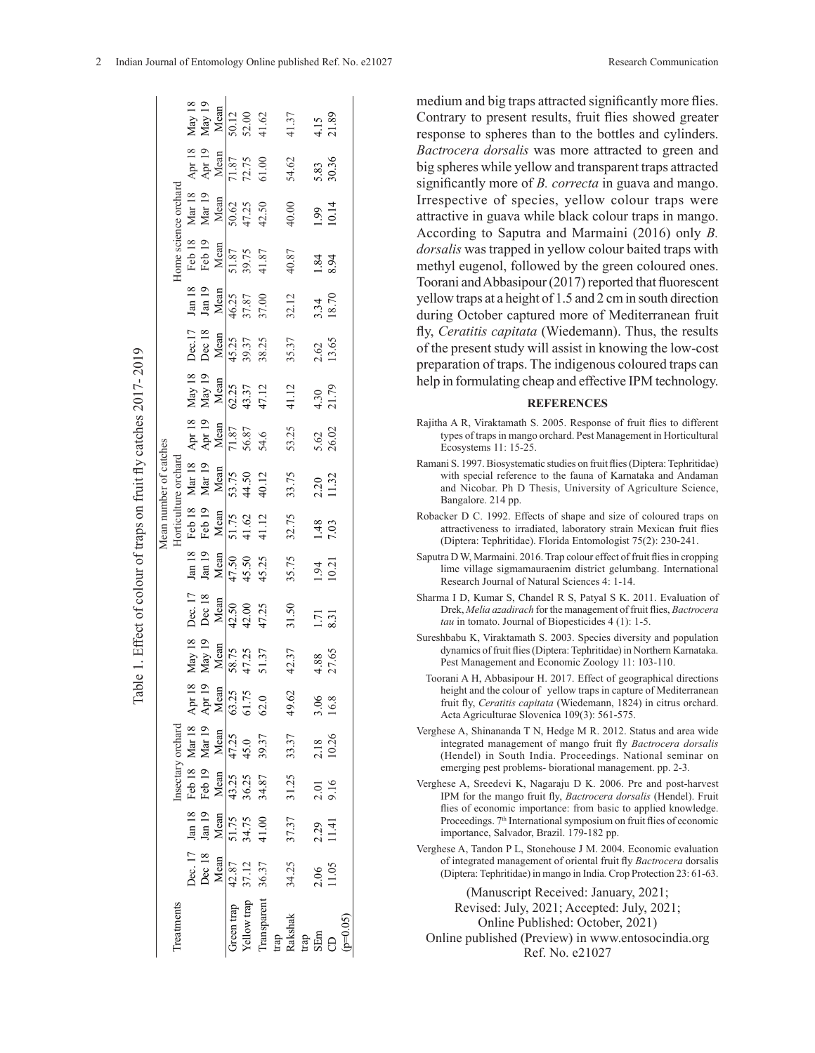Table 1. Effect of colour of traps on fruit fly catches 2017- 2019

| Treatments | Mean number of catches | | | | | | | | | | | | | | | |
|---|---|---|---|---|---|---|---|---|---|---|---|---|---|---|---|---|
| | Insectary orchard | | | | | | Horticulture orchard | | | | | | Home science orchard | | | | | |
| | Dec. 17 Dec 18 Mean | Jan 18 Jan 19 Mean | Feb 18 Feb 19 Mean | Mar 18 Mar 19 Mean | Apr 18 Apr 19 Mean | May 18 May 19 Mean | Dec. 17 Dec 18 Mean | Jan 18 Jan 19 Mean | Feb 18 Feb 19 Mean | Mar 18 Mar 19 Mean | Apr 18 Apr 19 Mean | May 18 May 19 Mean | Dec.17 Dec 18 Mean | Jan 18 Jan 19 Mean | Feb 18 Feb 19 Mean | Mar 18 Mar 19 Mean | Apr 18 Apr 19 Mean | May 18 May 19 Mean |
| Green trap | 42.87 | 51.75 | 43.25 | 47.25 | 63.25 | 58.75 | 42.50 | 47.50 | 51.75 | 53.75 | 71.87 | 62.25 | 45.25 | 46.25 | 51.87 | 50.62 | 71.87 | 50.12 |
| Yellow trap | 37.12 | 34.75 | 36.25 | 45.0 | 61.75 | 47.25 | 42.00 | 45.50 | 41.62 | 44.50 | 56.87 | 43.37 | 39.37 | 37.87 | 39.75 | 47.25 | 72.75 | 52.00 |
| Transparent trap | 36.37 | 41.00 | 34.87 | 39.37 | 62.0 | 51.37 | 47.25 | 45.25 | 41.12 | 40.12 | 54.6 | 47.12 | 38.25 | 37.00 | 41.87 | 42.50 | 61.00 | 41.62 |
| Rakshak trap | 34.25 | 37.37 | 31.25 | 33.37 | 49.62 | 42.37 | 31.50 | 35.75 | 32.75 | 33.75 | 53.25 | 41.12 | 35.37 | 32.12 | 40.87 | 40.00 | 54.62 | 41.37 |
| SEm | 2.06 | 2.29 | 2.01 | 2.18 | 3.06 | 4.88 | 1.71 | 1.94 | 1.48 | 2.20 | 5.62 | 4.30 | 2.62 | 3.34 | 1.84 | 1.99 | 5.83 | 4.15 |
| CD (p=0.05) | 11.05 | 11.41 | 9.16 | 10.26 | 16.8 | 27.65 | 8.31 | 10.21 | 7.03 | 11.32 | 26.02 | 21.79 | 13.65 | 18.70 | 8.94 | 10.14 | 30.36 | 21.89 |

medium and big traps attracted significantly more flies. Contrary to present results, fruit flies showed greater response to spheres than to the bottles and cylinders. *Bactrocera dorsalis* was more attracted to green and big spheres while yellow and transparent traps attracted significantly more of *B. correcta* in guava and mango. Irrespective of species, yellow colour traps were attractive in guava while black colour traps in mango. According to Saputra and Marmaini (2016) only *B. dorsalis* was trapped in yellow colour baited traps with methyl eugenol, followed by the green coloured ones. Toorani and Abbasipour (2017) reported that fluorescent yellow traps at a height of 1.5 and 2 cm in south direction during October captured more of Mediterranean fruit fly, *Ceratitis capitata* (Wiedemann). Thus, the results of the present study will assist in knowing the low-cost preparation of traps. The indigenous coloured traps can help in formulating cheap and effective IPM technology.

## REFERENCES

Rajitha A R, Viraktamath S. 2005. Response of fruit flies to different types of traps in mango orchard. Pest Management in Horticultural Ecosystems 11: 15-25.

Ramani S. 1997. Biosystematic studies on fruit flies (Diptera: Tephritidae) with special reference to the fauna of Karnataka and Andaman and Nicobar. Ph D Thesis, University of Agriculture Science, Bangalore. 214 pp.

Robacker D C. 1992. Effects of shape and size of coloured traps on attractiveness to irradiated, laboratory strain Mexican fruit flies (Diptera: Tephritidae). Florida Entomologist 75(2): 230-241.

Saputra D W, Marmaini. 2016. Trap colour effect of fruit flies in cropping lime village sigmamauraenim district gelumbang. International Research Journal of Natural Sciences 4: 1-14.

Sharma I D, Kumar S, Chandel R S, Patyal S K. 2011. Evaluation of Drek, *Melia azadirach* for the management of fruit flies, *Bactrocera tau* in tomato. Journal of Biopesticides 4 (1): 1-5.

Sureshbabu K, Viraktamath S. 2003. Species diversity and population dynamics of fruit flies (Diptera: Tephritidae) in Northern Karnataka. Pest Management and Economic Zoology 11: 103-110.

Toorani A H, Abbasipour H. 2017. Effect of geographical directions height and the colour of yellow traps in capture of Mediterranean fruit fly, *Ceratitis capitata* (Wiedemann, 1824) in citrus orchard. Acta Agriculturae Slovenica 109(3): 561-575.

Verghese A, Shinananda T N, Hedge M R. 2012. Status and area wide integrated management of mango fruit fly *Bactrocera dorsalis* (Hendel) in South India. Proceedings. National seminar on emerging pest problems- biorational management. pp. 2-3.

Verghese A, Sreedevi K, Nagaraju D K. 2006. Pre and post-harvest IPM for the mango fruit fly, *Bactrocera dorsalis* (Hendel). Fruit flies of economic importance: from basic to applied knowledge. Proceedings. 7th International symposium on fruit flies of economic importance, Salvador, Brazil. 179-182 pp.

Verghese A, Tandon P L, Stonehouse J M. 2004. Economic evaluation of integrated management of oriental fruit fly *Bactrocera* dorsalis (Diptera: Tephritidae) in mango in India. Crop Protection 23: 61-63.

(Manuscript Received: January, 2021; Revised: July, 2021; Accepted: July, 2021; Online Published: October, 2021)
Online published (Preview) in www.entosocindia.org Ref. No. e21027